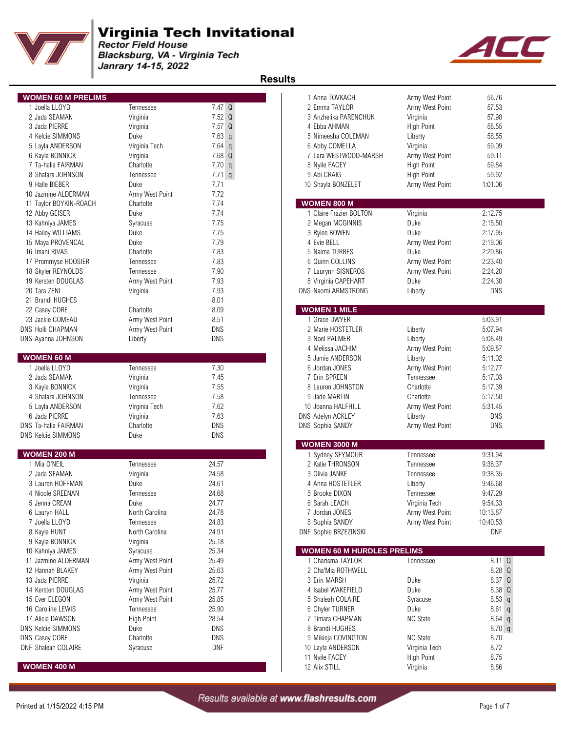# Virginia Tech Invitational

*Rector Field House*
*Blacksburg, VA - Virginia Tech*
*Janrary 14-15, 2022*

## Results

### WOMEN 60 M PRELIMS

| Pl | Name | Team | Mark | |
|---|---|---|---|---|
| 1 | Joella LLOYD | Tennessee | 7.47 | Q |
| 2 | Jada SEAMAN | Virginia | 7.52 | Q |
| 3 | Jada PIERRE | Virginia | 7.57 | Q |
| 4 | Kelcie SIMMONS | Duke | 7.63 | q |
| 5 | Layla ANDERSON | Virginia Tech | 7.64 | q |
| 6 | Kayla BONNICK | Virginia | 7.68 | Q |
| 7 | Ta-halia FAIRMAN | Charlotte | 7.70 | q |
| 8 | Shatara JOHNSON | Tennessee | 7.71 | q |
| 9 | Halle BIEBER | Duke | 7.71 | |
| 10 | Jazmine ALDERMAN | Army West Point | 7.72 | |
| 11 | Taylor BOYKIN-ROACH | Charlotte | 7.74 | |
| 12 | Abby GEISER | Duke | 7.74 | |
| 13 | Kahniya JAMES | Syracuse | 7.75 | |
| 14 | Hailey WILLIAMS | Duke | 7.75 | |
| 15 | Maya PROVENCAL | Duke | 7.79 | |
| 16 | Imani RIVAS | Charlotte | 7.83 | |
| 17 | Prommyse HOOSIER | Tennessee | 7.83 | |
| 18 | Skyler REYNOLDS | Tennessee | 7.90 | |
| 19 | Kersten DOUGLAS | Army West Point | 7.93 | |
| 20 | Tara ZENI | Virginia | 7.93 | |
| 21 | Brandi HUGHES | | 8.01 | |
| 22 | Casey CORE | Charlotte | 8.09 | |
| 23 | Jackie COMEAU | Army West Point | 8.51 | |
| DNS | Holli CHAPMAN | Army West Point | DNS | |
| DNS | Ayanna JOHNSON | Liberty | DNS | |

### WOMEN 60 M

| Pl | Name | Team | Mark |
|---|---|---|---|
| 1 | Joella LLOYD | Tennessee | 7.30 |
| 2 | Jada SEAMAN | Virginia | 7.45 |
| 3 | Kayla BONNICK | Virginia | 7.55 |
| 4 | Shatara JOHNSON | Tennessee | 7.58 |
| 5 | Layla ANDERSON | Virginia Tech | 7.62 |
| 6 | Jada PIERRE | Virginia | 7.63 |
| DNS | Ta-halia FAIRMAN | Charlotte | DNS |
| DNS | Kelcie SIMMONS | Duke | DNS |

### WOMEN 200 M

| Pl | Name | Team | Mark |
|---|---|---|---|
| 1 | Mia O'NEIL | Tennessee | 24.57 |
| 2 | Jada SEAMAN | Virginia | 24.58 |
| 3 | Lauren HOFFMAN | Duke | 24.61 |
| 4 | Nicole SREENAN | Tennessee | 24.68 |
| 5 | Jenna CREAN | Duke | 24.77 |
| 6 | Lauryn HALL | North Carolina | 24.78 |
| 7 | Joella LLOYD | Tennessee | 24.83 |
| 8 | Kayla HUNT | North Carolina | 24.91 |
| 9 | Kayla BONNICK | Virginia | 25.18 |
| 10 | Kahniya JAMES | Syracuse | 25.34 |
| 11 | Jazmine ALDERMAN | Army West Point | 25.49 |
| 12 | Hannah BLAKEY | Army West Point | 25.63 |
| 13 | Jada PIERRE | Virginia | 25.72 |
| 14 | Kersten DOUGLAS | Army West Point | 25.77 |
| 15 | Ever ELEGON | Army West Point | 25.85 |
| 16 | Caroline LEWIS | Tennessee | 25.90 |
| 17 | Alicia DAWSON | High Point | 28.54 |
| DNS | Kelcie SIMMONS | Duke | DNS |
| DNS | Casey CORE | Charlotte | DNS |
| DNF | Shaleah COLAIRE | Syracuse | DNF |

### WOMEN 400 M

| Pl | Name | Team | Mark |
|---|---|---|---|
| 1 | Anna TOVKACH | Army West Point | 56.76 |
| 2 | Emma TAYLOR | Army West Point | 57.53 |
| 3 | Anzhelika PARENCHUK | Virginia | 57.98 |
| 4 | Ebba AHMAN | High Point | 58.55 |
| 5 | Nimeesha COLEMAN | Liberty | 58.55 |
| 6 | Abby COMELLA | Virginia | 59.09 |
| 7 | Lara WESTWOOD-MARSH | Army West Point | 59.11 |
| 8 | Nyile FACEY | High Point | 59.84 |
| 9 | Abi CRAIG | High Point | 59.92 |
| 10 | Shayla BONZELET | Army West Point | 1:01.06 |

### WOMEN 800 M

| Pl | Name | Team | Mark |
|---|---|---|---|
| 1 | Claire Frazier BOLTON | Virginia | 2:12.75 |
| 2 | Megan MCGINNIS | Duke | 2:15.50 |
| 3 | Rylee BOWEN | Duke | 2:17.95 |
| 4 | Evie BELL | Army West Point | 2:19.06 |
| 5 | Naima TURBES | Duke | 2:20.86 |
| 6 | Quinn COLLINS | Army West Point | 2:23.40 |
| 7 | Laurynn SISNEROS | Army West Point | 2:24.20 |
| 8 | Virginia CAPEHART | Duke | 2:24.30 |
| DNS | Naomi ARMSTRONG | Liberty | DNS |

### WOMEN 1 MILE

| Pl | Name | Team | Mark |
|---|---|---|---|
| 1 | Grace DWYER | | 5:03.91 |
| 2 | Marie HOSTETLER | Liberty | 5:07.94 |
| 3 | Noel PALMER | Liberty | 5:08.49 |
| 4 | Melissa JACHIM | Army West Point | 5:09.87 |
| 5 | Jamie ANDERSON | Liberty | 5:11.02 |
| 6 | Jordan JONES | Army West Point | 5:12.77 |
| 7 | Erin SPREEN | Tennessee | 5:17.03 |
| 8 | Lauren JOHNSTON | Charlotte | 5:17.39 |
| 9 | Jade MARTIN | Charlotte | 5:17.50 |
| 10 | Joanna HALFHILL | Army West Point | 5:31.45 |
| DNS | Adelyn ACKLEY | Liberty | DNS |
| DNS | Sophia SANDY | Army West Point | DNS |

### WOMEN 3000 M

| Pl | Name | Team | Mark |
|---|---|---|---|
| 1 | Sydney SEYMOUR | Tennessee | 9:31.94 |
| 2 | Katie THRONSON | Tennessee | 9:36.37 |
| 3 | Olivia JANKE | Tennessee | 9:38.35 |
| 4 | Anna HOSTETLER | Liberty | 9:46.68 |
| 5 | Brooke DIXON | Tennessee | 9:47.29 |
| 6 | Sarah LEACH | Virginia Tech | 9:54.33 |
| 7 | Jordan JONES | Army West Point | 10:13.87 |
| 8 | Sophia SANDY | Army West Point | 10:40.53 |
| DNF | Sophie BRZEZINSKI | | DNF |

### WOMEN 60 M HURDLES PRELIMS

| Pl | Name | Team | Mark | |
|---|---|---|---|---|
| 1 | Charisma TAYLOR | Tennessee | 8.11 | Q |
| 2 | Cha'Mia ROTHWELL | | 8.28 | Q |
| 3 | Erin MARSH | Duke | 8.37 | Q |
| 4 | Isabel WAKEFIELD | Duke | 8.38 | Q |
| 5 | Shaleah COLAIRE | Syracuse | 8.53 | q |
| 6 | Chyler TURNER | Duke | 8.61 | q |
| 7 | Timara CHAPMAN | NC State | 8.64 | q |
| 8 | Brandi HUGHES | | 8.70 | q |
| 9 | Mikieja COVINGTON | NC State | 8.70 | |
| 10 | Layla ANDERSON | Virginia Tech | 8.72 | |
| 11 | Nyile FACEY | High Point | 8.75 | |
| 12 | Alix STILL | Virginia | 8.86 | |

Printed at 1/15/2022 4:15 PM

*Results available at www.flashresults.com*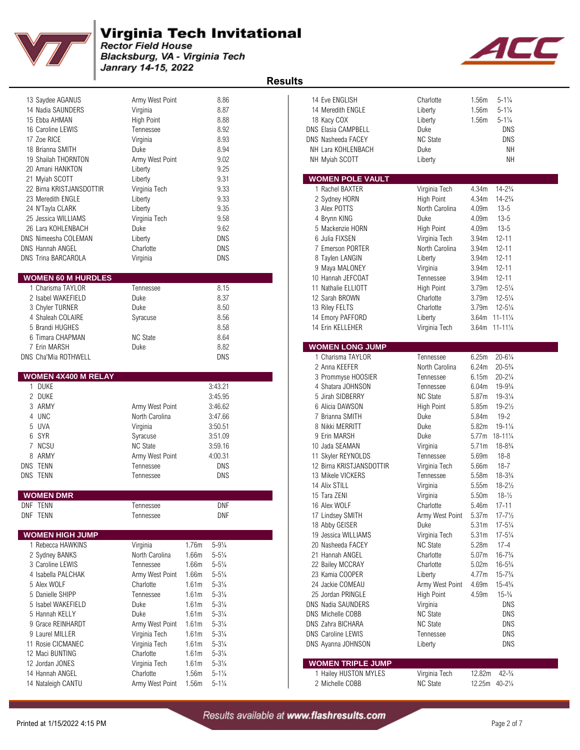# Virginia Tech Invitational

*Rector Field House*
*Blacksburg, VA - Virginia Tech*
*Janrary 14-15, 2022*

## Results

| Place | Name | Team | Mark |
|---|---|---|---|
| 13 | Saydee AGANUS | Army West Point | 8.86 |
| 14 | Nadia SAUNDERS | Virginia | 8.87 |
| 15 | Ebba AHMAN | High Point | 8.88 |
| 16 | Caroline LEWIS | Tennessee | 8.92 |
| 17 | Zoe RICE | Virginia | 8.93 |
| 18 | Brianna SMITH | Duke | 8.94 |
| 19 | Shailah THORNTON | Army West Point | 9.02 |
| 20 | Amani HANKTON | Liberty | 9.25 |
| 21 | Myiah SCOTT | Liberty | 9.31 |
| 22 | Birna KRISTJANSDOTTIR | Virginia Tech | 9.33 |
| 23 | Meredith ENGLE | Liberty | 9.33 |
| 24 | N'Tayla CLARK | Liberty | 9.35 |
| 25 | Jessica WILLIAMS | Virginia Tech | 9.58 |
| 26 | Lara KOHLENBACH | Duke | 9.62 |
| DNS | Nimeesha COLEMAN | Liberty | DNS |
| DNS | Hannah ANGEL | Charlotte | DNS |
| DNS | Trina BARCAROLA | Virginia | DNS |

### WOMEN 60 M HURDLES

| Place | Name | Team | Mark |
|---|---|---|---|
| 1 | Charisma TAYLOR | Tennessee | 8.15 |
| 2 | Isabel WAKEFIELD | Duke | 8.37 |
| 3 | Chyler TURNER | Duke | 8.50 |
| 4 | Shaleah COLAIRE | Syracuse | 8.56 |
| 5 | Brandi HUGHES | | 8.58 |
| 6 | Timara CHAPMAN | NC State | 8.64 |
| 7 | Erin MARSH | Duke | 8.82 |
| DNS | Cha'Mia ROTHWELL | | DNS |

### WOMEN 4X400 M RELAY

| Place | Relay | Team | Mark |
|---|---|---|---|
| 1 | DUKE | | 3:43.21 |
| 2 | DUKE | | 3:45.95 |
| 3 | ARMY | Army West Point | 3:46.62 |
| 4 | UNC | North Carolina | 3:47.66 |
| 5 | UVA | Virginia | 3:50.51 |
| 6 | SYR | Syracuse | 3:51.09 |
| 7 | NCSU | NC State | 3:59.16 |
| 8 | ARMY | Army West Point | 4:00.31 |
| DNS | TENN | Tennessee | DNS |
| DNS | TENN | Tennessee | DNS |

### WOMEN DMR

| Place | Relay | Team | Mark |
|---|---|---|---|
| DNF | TENN | Tennessee | DNF |
| DNF | TENN | Tennessee | DNF |

### WOMEN HIGH JUMP

| Place | Name | Team | Mark | Imperial |
|---|---|---|---|---|
| 1 | Rebecca HAWKINS | Virginia | 1.76m | 5-9¼ |
| 2 | Sydney BANKS | North Carolina | 1.66m | 5-5¼ |
| 3 | Caroline LEWIS | Tennessee | 1.66m | 5-5¼ |
| 4 | Isabella PALCHAK | Army West Point | 1.66m | 5-5¼ |
| 5 | Alex WOLF | Charlotte | 1.61m | 5-3¼ |
| 5 | Danielle SHIPP | Tennessee | 1.61m | 5-3¼ |
| 5 | Isabel WAKEFIELD | Duke | 1.61m | 5-3¼ |
| 5 | Hannah KELLY | Duke | 1.61m | 5-3¼ |
| 9 | Grace REINHARDT | Army West Point | 1.61m | 5-3¼ |
| 9 | Laurel MILLER | Virginia Tech | 1.61m | 5-3¼ |
| 11 | Rosie CICMANEC | Virginia Tech | 1.61m | 5-3¼ |
| 12 | Maci BUNTING | Charlotte | 1.61m | 5-3¼ |
| 12 | Jordan JONES | Virginia Tech | 1.61m | 5-3¼ |
| 14 | Hannah ANGEL | Charlotte | 1.56m | 5-1¼ |
| 14 | Nataleigh CANTU | Army West Point | 1.56m | 5-1¼ |
| 14 | Eve ENGLISH | Charlotte | 1.56m | 5-1¼ |
| 14 | Meredith ENGLE | Liberty | 1.56m | 5-1¼ |
| 18 | Kacy COX | Liberty | 1.56m | 5-1¼ |
| DNS | Elasia CAMPBELL | Duke | | DNS |
| DNS | Nasheeda FACEY | NC State | | DNS |
| NH | Lara KOHLENBACH | Duke | | NH |
| NH | Myiah SCOTT | Liberty | | NH |

### WOMEN POLE VAULT

| Place | Name | Team | Mark | Imperial |
|---|---|---|---|---|
| 1 | Rachel BAXTER | Virginia Tech | 4.34m | 14-2¾ |
| 2 | Sydney HORN | High Point | 4.34m | 14-2¾ |
| 3 | Alex POTTS | North Carolina | 4.09m | 13-5 |
| 4 | Brynn KING | Duke | 4.09m | 13-5 |
| 5 | Mackenzie HORN | High Point | 4.09m | 13-5 |
| 6 | Julia FIXSEN | Virginia Tech | 3.94m | 12-11 |
| 7 | Emerson PORTER | North Carolina | 3.94m | 12-11 |
| 8 | Taylen LANGIN | Liberty | 3.94m | 12-11 |
| 9 | Maya MALONEY | Virginia | 3.94m | 12-11 |
| 10 | Hannah JEFCOAT | Tennessee | 3.94m | 12-11 |
| 11 | Nathalie ELLIOTT | High Point | 3.79m | 12-5¼ |
| 12 | Sarah BROWN | Charlotte | 3.79m | 12-5¼ |
| 13 | Riley FELTS | Charlotte | 3.79m | 12-5¼ |
| 14 | Emory PAFFORD | Liberty | 3.64m | 11-11¼ |
| 14 | Erin KELLEHER | Virginia Tech | 3.64m | 11-11¼ |

### WOMEN LONG JUMP

| Place | Name | Team | Mark | Imperial |
|---|---|---|---|---|
| 1 | Charisma TAYLOR | Tennessee | 6.25m | 20-6¼ |
| 2 | Anna KEEFER | North Carolina | 6.24m | 20-5¾ |
| 3 | Prommyse HOOSIER | Tennessee | 6.15m | 20-2¼ |
| 4 | Shatara JOHNSON | Tennessee | 6.04m | 19-9¾ |
| 5 | Jirah SIDBERRY | NC State | 5.87m | 19-3¼ |
| 6 | Alicia DAWSON | High Point | 5.85m | 19-2½ |
| 7 | Brianna SMITH | Duke | 5.84m | 19-2 |
| 8 | Nikki MERRITT | Duke | 5.82m | 19-1¼ |
| 9 | Erin MARSH | Duke | 5.77m | 18-11¼ |
| 10 | Jada SEAMAN | Virginia | 5.71m | 18-8¾ |
| 11 | Skyler REYNOLDS | Tennessee | 5.69m | 18-8 |
| 12 | Birna KRISTJANSDOTTIR | Virginia Tech | 5.66m | 18-7 |
| 13 | Mikele VICKERS | Tennessee | 5.58m | 18-3¾ |
| 14 | Alix STILL | Virginia | 5.55m | 18-2½ |
| 15 | Tara ZENI | Virginia | 5.50m | 18-½ |
| 16 | Alex WOLF | Charlotte | 5.46m | 17-11 |
| 17 | Lindsey SMITH | Army West Point | 5.37m | 17-7½ |
| 18 | Abby GEISER | Duke | 5.31m | 17-5¼ |
| 19 | Jessica WILLIAMS | Virginia Tech | 5.31m | 17-5¼ |
| 20 | Nasheeda FACEY | NC State | 5.28m | 17-4 |
| 21 | Hannah ANGEL | Charlotte | 5.07m | 16-7¾ |
| 22 | Bailey MCCRAY | Charlotte | 5.02m | 16-5¾ |
| 23 | Kamia COOPER | Liberty | 4.77m | 15-7¾ |
| 24 | Jackie COMEAU | Army West Point | 4.69m | 15-4¾ |
| 25 | Jordan PRINGLE | High Point | 4.59m | 15-¾ |
| DNS | Nadia SAUNDERS | Virginia | | DNS |
| DNS | Michelle COBB | NC State | | DNS |
| DNS | Zahra BICHARA | NC State | | DNS |
| DNS | Caroline LEWIS | Tennessee | | DNS |
| DNS | Ayanna JOHNSON | Liberty | | DNS |

### WOMEN TRIPLE JUMP

| Place | Name | Team | Mark | Imperial |
|---|---|---|---|---|
| 1 | Hailey HUSTON MYLES | Virginia Tech | 12.82m | 42-¾ |
| 2 | Michelle COBB | NC State | 12.25m | 40-2¼ |

*Results available at www.flashresults.com*

Printed at 1/15/2022 4:15 PM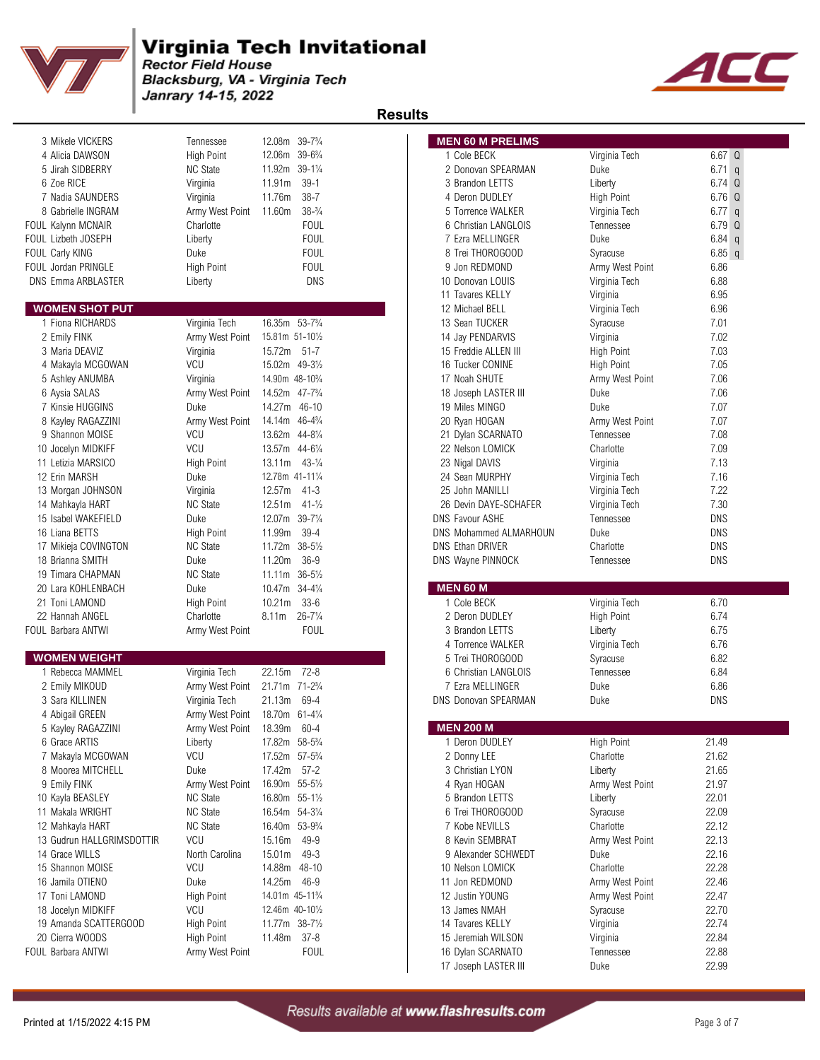# Virginia Tech Invitational

*Rector Field House*
*Blacksburg, VA - Virginia Tech*
*Janrary 14-15, 2022*

## Results

| Place | Name | Team | Mark | Imperial |
|---|---|---|---|---|
| 3 | Mikele VICKERS | Tennessee | 12.08m | 39-7¾ |
| 4 | Alicia DAWSON | High Point | 12.06m | 39-6¾ |
| 5 | Jirah SIDBERRY | NC State | 11.92m | 39-1¼ |
| 6 | Zoe RICE | Virginia | 11.91m | 39-1 |
| 7 | Nadia SAUNDERS | Virginia | 11.76m | 38-7 |
| 8 | Gabrielle INGRAM | Army West Point | 11.60m | 38-¾ |
| FOUL | Kalynn MCNAIR | Charlotte | FOUL | |
| FOUL | Lizbeth JOSEPH | Liberty | FOUL | |
| FOUL | Carly KING | Duke | FOUL | |
| FOUL | Jordan PRINGLE | High Point | FOUL | |
| DNS | Emma ARBLASTER | Liberty | DNS | |

### WOMEN SHOT PUT

| Place | Name | Team | Mark | Imperial |
|---|---|---|---|---|
| 1 | Fiona RICHARDS | Virginia Tech | 16.35m | 53-7¾ |
| 2 | Emily FINK | Army West Point | 15.81m | 51-10½ |
| 3 | Maria DEAVIZ | Virginia | 15.72m | 51-7 |
| 4 | Makayla MCGOWAN | VCU | 15.02m | 49-3½ |
| 5 | Ashley ANUMBA | Virginia | 14.90m | 48-10¾ |
| 6 | Aysia SALAS | Army West Point | 14.52m | 47-7¾ |
| 7 | Kinsie HUGGINS | Duke | 14.27m | 46-10 |
| 8 | Kayley RAGAZZINI | Army West Point | 14.14m | 46-4¾ |
| 9 | Shannon MOISE | VCU | 13.62m | 44-8¼ |
| 10 | Jocelyn MIDKIFF | VCU | 13.57m | 44-6¼ |
| 11 | Letizia MARSICO | High Point | 13.11m | 43-¼ |
| 12 | Erin MARSH | Duke | 12.78m | 41-11¼ |
| 13 | Morgan JOHNSON | Virginia | 12.57m | 41-3 |
| 14 | Mahkayla HART | NC State | 12.51m | 41-½ |
| 15 | Isabel WAKEFIELD | Duke | 12.07m | 39-7¼ |
| 16 | Liana BETTS | High Point | 11.99m | 39-4 |
| 17 | Mikieja COVINGTON | NC State | 11.72m | 38-5½ |
| 18 | Brianna SMITH | Duke | 11.20m | 36-9 |
| 19 | Timara CHAPMAN | NC State | 11.11m | 36-5½ |
| 20 | Lara KOHLENBACH | Duke | 10.47m | 34-4¼ |
| 21 | Toni LAMOND | High Point | 10.21m | 33-6 |
| 22 | Hannah ANGEL | Charlotte | 8.11m | 26-7¼ |
| FOUL | Barbara ANTWI | Army West Point | FOUL | |

### WOMEN WEIGHT

| Place | Name | Team | Mark | Imperial |
|---|---|---|---|---|
| 1 | Rebecca MAMMEL | Virginia Tech | 22.15m | 72-8 |
| 2 | Emily MIKOUD | Army West Point | 21.71m | 71-2¾ |
| 3 | Sara KILLINEN | Virginia Tech | 21.13m | 69-4 |
| 4 | Abigail GREEN | Army West Point | 18.70m | 61-4¼ |
| 5 | Kayley RAGAZZINI | Army West Point | 18.39m | 60-4 |
| 6 | Grace ARTIS | Liberty | 17.82m | 58-5¾ |
| 7 | Makayla MCGOWAN | VCU | 17.52m | 57-5¾ |
| 8 | Moorea MITCHELL | Duke | 17.42m | 57-2 |
| 9 | Emily FINK | Army West Point | 16.90m | 55-5½ |
| 10 | Kayla BEASLEY | NC State | 16.80m | 55-1½ |
| 11 | Makala WRIGHT | NC State | 16.54m | 54-3¼ |
| 12 | Mahkayla HART | NC State | 16.40m | 53-9¾ |
| 13 | Gudrun HALLGRIMSDOTTIR | VCU | 15.16m | 49-9 |
| 14 | Grace WILLS | North Carolina | 15.01m | 49-3 |
| 15 | Shannon MOISE | VCU | 14.88m | 48-10 |
| 16 | Jamila OTIENO | Duke | 14.25m | 46-9 |
| 17 | Toni LAMOND | High Point | 14.01m | 45-11¾ |
| 18 | Jocelyn MIDKIFF | VCU | 12.46m | 40-10½ |
| 19 | Amanda SCATTERGOOD | High Point | 11.77m | 38-7½ |
| 20 | Cierra WOODS | High Point | 11.48m | 37-8 |
| FOUL | Barbara ANTWI | Army West Point | FOUL | |

### MEN 60 M PRELIMS

| Place | Name | Team | Time | |
|---|---|---|---|---|
| 1 | Cole BECK | Virginia Tech | 6.67 | Q |
| 2 | Donovan SPEARMAN | Duke | 6.71 | q |
| 3 | Brandon LETTS | Liberty | 6.74 | Q |
| 4 | Deron DUDLEY | High Point | 6.76 | Q |
| 5 | Torrence WALKER | Virginia Tech | 6.77 | q |
| 6 | Christian LANGLOIS | Tennessee | 6.79 | Q |
| 7 | Ezra MELLINGER | Duke | 6.84 | q |
| 8 | Trei THOROGOOD | Syracuse | 6.85 | q |
| 9 | Jon REDMOND | Army West Point | 6.86 | |
| 10 | Donovan LOUIS | Virginia Tech | 6.88 | |
| 11 | Tavares KELLY | Virginia | 6.95 | |
| 12 | Michael BELL | Virginia Tech | 6.96 | |
| 13 | Sean TUCKER | Syracuse | 7.01 | |
| 14 | Jay PENDARVIS | Virginia | 7.02 | |
| 15 | Freddie ALLEN III | High Point | 7.03 | |
| 16 | Tucker CONINE | High Point | 7.05 | |
| 17 | Noah SHUTE | Army West Point | 7.06 | |
| 18 | Joseph LASTER III | Duke | 7.06 | |
| 19 | Miles MINGO | Duke | 7.07 | |
| 20 | Ryan HOGAN | Army West Point | 7.07 | |
| 21 | Dylan SCARNATO | Tennessee | 7.08 | |
| 22 | Nelson LOMICK | Charlotte | 7.09 | |
| 23 | Nigal DAVIS | Virginia | 7.13 | |
| 24 | Sean MURPHY | Virginia Tech | 7.16 | |
| 25 | John MANILLI | Virginia Tech | 7.22 | |
| 26 | Devin DAYE-SCHAFER | Virginia Tech | 7.30 | |
| DNS | Favour ASHE | Tennessee | DNS | |
| DNS | Mohammed ALMARHOUN | Duke | DNS | |
| DNS | Ethan DRIVER | Charlotte | DNS | |
| DNS | Wayne PINNOCK | Tennessee | DNS | |

### MEN 60 M

| Place | Name | Team | Time |
|---|---|---|---|
| 1 | Cole BECK | Virginia Tech | 6.70 |
| 2 | Deron DUDLEY | High Point | 6.74 |
| 3 | Brandon LETTS | Liberty | 6.75 |
| 4 | Torrence WALKER | Virginia Tech | 6.76 |
| 5 | Trei THOROGOOD | Syracuse | 6.82 |
| 6 | Christian LANGLOIS | Tennessee | 6.84 |
| 7 | Ezra MELLINGER | Duke | 6.86 |
| DNS | Donovan SPEARMAN | Duke | DNS |

### MEN 200 M

| Place | Name | Team | Time |
|---|---|---|---|
| 1 | Deron DUDLEY | High Point | 21.49 |
| 2 | Donny LEE | Charlotte | 21.62 |
| 3 | Christian LYON | Liberty | 21.65 |
| 4 | Ryan HOGAN | Army West Point | 21.97 |
| 5 | Brandon LETTS | Liberty | 22.01 |
| 6 | Trei THOROGOOD | Syracuse | 22.09 |
| 7 | Kobe NEVILLS | Charlotte | 22.12 |
| 8 | Kevin SEMBRAT | Army West Point | 22.13 |
| 9 | Alexander SCHWEDT | Duke | 22.16 |
| 10 | Nelson LOMICK | Charlotte | 22.28 |
| 11 | Jon REDMOND | Army West Point | 22.46 |
| 12 | Justin YOUNG | Army West Point | 22.47 |
| 13 | James NMAH | Syracuse | 22.70 |
| 14 | Tavares KELLY | Virginia | 22.74 |
| 15 | Jeremiah WILSON | Virginia | 22.84 |
| 16 | Dylan SCARNATO | Tennessee | 22.88 |
| 17 | Joseph LASTER III | Duke | 22.99 |

*Results available at www.flashresults.com*

Printed at 1/15/2022 4:15 PM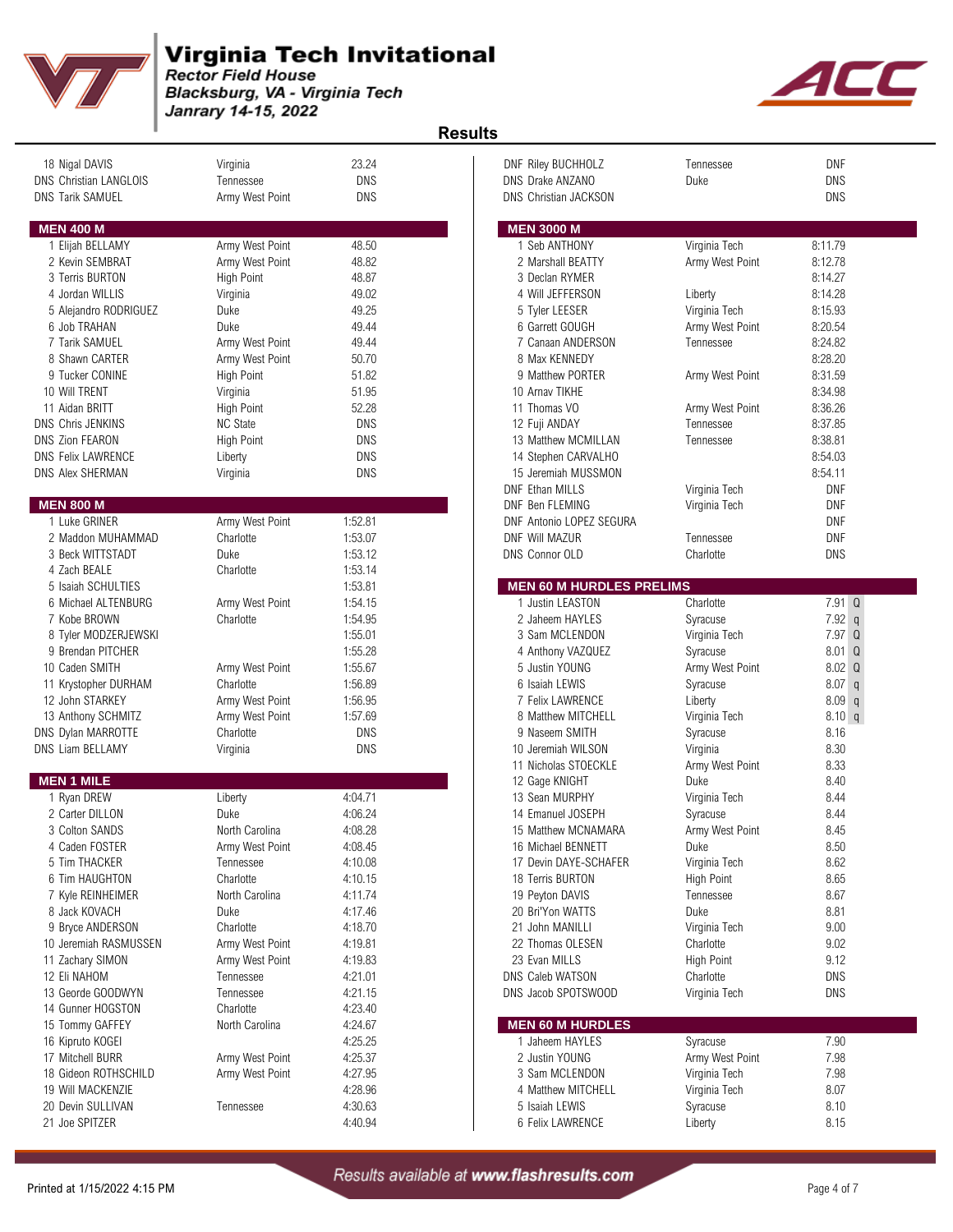# Virginia Tech Invitational

*Rector Field House*
*Blacksburg, VA - Virginia Tech*
*Janrary 14-15, 2022*

## Results

| Place | Name | Team | Result |
|---|---|---|---|
| 18 | Nigal DAVIS | Virginia | 23.24 |
| DNS | Christian LANGLOIS | Tennessee | DNS |
| DNS | Tarik SAMUEL | Army West Point | DNS |

### MEN 400 M

| Place | Name | Team | Result |
|---|---|---|---|
| 1 | Elijah BELLAMY | Army West Point | 48.50 |
| 2 | Kevin SEMBRAT | Army West Point | 48.82 |
| 3 | Terris BURTON | High Point | 48.87 |
| 4 | Jordan WILLIS | Virginia | 49.02 |
| 5 | Alejandro RODRIGUEZ | Duke | 49.25 |
| 6 | Job TRAHAN | Duke | 49.44 |
| 7 | Tarik SAMUEL | Army West Point | 49.44 |
| 8 | Shawn CARTER | Army West Point | 50.70 |
| 9 | Tucker CONINE | High Point | 51.82 |
| 10 | Will TRENT | Virginia | 51.95 |
| 11 | Aidan BRITT | High Point | 52.28 |
| DNS | Chris JENKINS | NC State | DNS |
| DNS | Zion FEARON | High Point | DNS |
| DNS | Felix LAWRENCE | Liberty | DNS |
| DNS | Alex SHERMAN | Virginia | DNS |

### MEN 800 M

| Place | Name | Team | Result |
|---|---|---|---|
| 1 | Luke GRINER | Army West Point | 1:52.81 |
| 2 | Maddon MUHAMMAD | Charlotte | 1:53.07 |
| 3 | Beck WITTSTADT | Duke | 1:53.12 |
| 4 | Zach BEALE | Charlotte | 1:53.14 |
| 5 | Isaiah SCHULTIES | | 1:53.81 |
| 6 | Michael ALTENBURG | Army West Point | 1:54.15 |
| 7 | Kobe BROWN | Charlotte | 1:54.95 |
| 8 | Tyler MODZERJEWSKI | | 1:55.01 |
| 9 | Brendan PITCHER | | 1:55.28 |
| 10 | Caden SMITH | Army West Point | 1:55.67 |
| 11 | Krystopher DURHAM | Charlotte | 1:56.89 |
| 12 | John STARKEY | Army West Point | 1:56.95 |
| 13 | Anthony SCHMITZ | Army West Point | 1:57.69 |
| DNS | Dylan MARROTTE | Charlotte | DNS |
| DNS | Liam BELLAMY | Virginia | DNS |

### MEN 1 MILE

| Place | Name | Team | Result |
|---|---|---|---|
| 1 | Ryan DREW | Liberty | 4:04.71 |
| 2 | Carter DILLON | Duke | 4:06.24 |
| 3 | Colton SANDS | North Carolina | 4:08.28 |
| 4 | Caden FOSTER | Army West Point | 4:08.45 |
| 5 | Tim THACKER | Tennessee | 4:10.08 |
| 6 | Tim HAUGHTON | Charlotte | 4:10.15 |
| 7 | Kyle REINHEIMER | North Carolina | 4:11.74 |
| 8 | Jack KOVACH | Duke | 4:17.46 |
| 9 | Bryce ANDERSON | Charlotte | 4:18.70 |
| 10 | Jeremiah RASMUSSEN | Army West Point | 4:19.81 |
| 11 | Zachary SIMON | Army West Point | 4:19.83 |
| 12 | Eli NAHOM | Tennessee | 4:21.01 |
| 13 | Georde GOODWYN | Tennessee | 4:21.15 |
| 14 | Gunner HOGSTON | Charlotte | 4:23.40 |
| 15 | Tommy GAFFEY | North Carolina | 4:24.67 |
| 16 | Kipruto KOGEI | | 4:25.25 |
| 17 | Mitchell BURR | Army West Point | 4:25.37 |
| 18 | Gideon ROTHSCHILD | Army West Point | 4:27.95 |
| 19 | Will MACKENZIE | | 4:28.96 |
| 20 | Devin SULLIVAN | Tennessee | 4:30.63 |
| 21 | Joe SPITZER | | 4:40.94 |
| DNF | Riley BUCHHOLZ | Tennessee | DNF |
| DNS | Drake ANZANO | Duke | DNS |
| DNS | Christian JACKSON | | DNS |

### MEN 3000 M

| Place | Name | Team | Result |
|---|---|---|---|
| 1 | Seb ANTHONY | Virginia Tech | 8:11.79 |
| 2 | Marshall BEATTY | Army West Point | 8:12.78 |
| 3 | Declan RYMER | | 8:14.27 |
| 4 | Will JEFFERSON | Liberty | 8:14.28 |
| 5 | Tyler LEESER | Virginia Tech | 8:15.93 |
| 6 | Garrett GOUGH | Army West Point | 8:20.54 |
| 7 | Canaan ANDERSON | Tennessee | 8:24.82 |
| 8 | Max KENNEDY | | 8:28.20 |
| 9 | Matthew PORTER | Army West Point | 8:31.59 |
| 10 | Arnav TIKHE | | 8:34.98 |
| 11 | Thomas VO | Army West Point | 8:36.26 |
| 12 | Fuji ANDAY | Tennessee | 8:37.85 |
| 13 | Matthew MCMILLAN | Tennessee | 8:38.81 |
| 14 | Stephen CARVALHO | | 8:54.03 |
| 15 | Jeremiah MUSSMON | | 8:54.11 |
| DNF | Ethan MILLS | Virginia Tech | DNF |
| DNF | Ben FLEMING | Virginia Tech | DNF |
| DNF | Antonio LOPEZ SEGURA | | DNF |
| DNF | Will MAZUR | Tennessee | DNF |
| DNS | Connor OLD | Charlotte | DNS |

### MEN 60 M HURDLES PRELIMS

| Place | Name | Team | Result | |
|---|---|---|---|---|
| 1 | Justin LEASTON | Charlotte | 7.91 | Q |
| 2 | Jaheem HAYLES | Syracuse | 7.92 | q |
| 3 | Sam MCLENDON | Virginia Tech | 7.97 | Q |
| 4 | Anthony VAZQUEZ | Syracuse | 8.01 | Q |
| 5 | Justin YOUNG | Army West Point | 8.02 | Q |
| 6 | Isaiah LEWIS | Syracuse | 8.07 | q |
| 7 | Felix LAWRENCE | Liberty | 8.09 | q |
| 8 | Matthew MITCHELL | Virginia Tech | 8.10 | q |
| 9 | Naseem SMITH | Syracuse | 8.16 | |
| 10 | Jeremiah WILSON | Virginia | 8.30 | |
| 11 | Nicholas STOECKLE | Army West Point | 8.33 | |
| 12 | Gage KNIGHT | Duke | 8.40 | |
| 13 | Sean MURPHY | Virginia Tech | 8.44 | |
| 14 | Emanuel JOSEPH | Syracuse | 8.44 | |
| 15 | Matthew MCNAMARA | Army West Point | 8.45 | |
| 16 | Michael BENNETT | Duke | 8.50 | |
| 17 | Devin DAYE-SCHAFER | Virginia Tech | 8.62 | |
| 18 | Terris BURTON | High Point | 8.65 | |
| 19 | Peyton DAVIS | Tennessee | 8.67 | |
| 20 | Bri'Yon WATTS | Duke | 8.81 | |
| 21 | John MANILLI | Virginia Tech | 9.00 | |
| 22 | Thomas OLESEN | Charlotte | 9.02 | |
| 23 | Evan MILLS | High Point | 9.12 | |
| DNS | Caleb WATSON | Charlotte | DNS | |
| DNS | Jacob SPOTSWOOD | Virginia Tech | DNS | |

### MEN 60 M HURDLES

| Place | Name | Team | Result |
|---|---|---|---|
| 1 | Jaheem HAYLES | Syracuse | 7.90 |
| 2 | Justin YOUNG | Army West Point | 7.98 |
| 3 | Sam MCLENDON | Virginia Tech | 7.98 |
| 4 | Matthew MITCHELL | Virginia Tech | 8.07 |
| 5 | Isaiah LEWIS | Syracuse | 8.10 |
| 6 | Felix LAWRENCE | Liberty | 8.15 |

*Results available at www.flashresults.com*

Printed at 1/15/2022 4:15 PM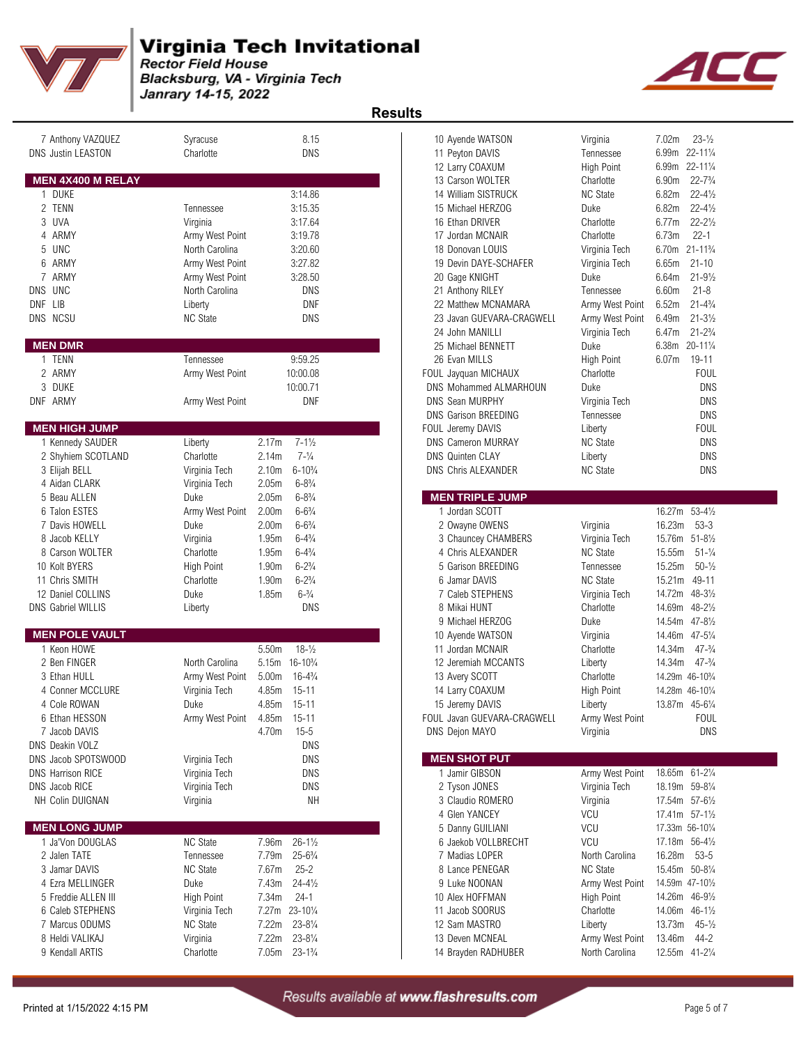# Virginia Tech Invitational

*Rector Field House*
*Blacksburg, VA - Virginia Tech*
*Janrary 14-15, 2022*

## Results

| Place | Name | School | Mark |
|---|---|---|---|
| 7 | Anthony VAZQUEZ | Syracuse | 8.15 |
| DNS | Justin LEASTON | Charlotte | DNS |

### MEN 4X400 M RELAY

| Place | Team | School | Time |
|---|---|---|---|
| 1 | DUKE | | 3:14.86 |
| 2 | TENN | Tennessee | 3:15.35 |
| 3 | UVA | Virginia | 3:17.64 |
| 4 | ARMY | Army West Point | 3:19.78 |
| 5 | UNC | North Carolina | 3:20.60 |
| 6 | ARMY | Army West Point | 3:27.82 |
| 7 | ARMY | Army West Point | 3:28.50 |
| DNS | UNC | North Carolina | DNS |
| DNF | LIB | Liberty | DNF |
| DNS | NCSU | NC State | DNS |

### MEN DMR

| Place | Team | School | Time |
|---|---|---|---|
| 1 | TENN | Tennessee | 9:59.25 |
| 2 | ARMY | Army West Point | 10:00.08 |
| 3 | DUKE | | 10:00.71 |
| DNF | ARMY | Army West Point | DNF |

### MEN HIGH JUMP

| Place | Name | School | Mark | Imperial |
|---|---|---|---|---|
| 1 | Kennedy SAUDER | Liberty | 2.17m | 7-1½ |
| 2 | Shyhiem SCOTLAND | Charlotte | 2.14m | 7-¼ |
| 3 | Elijah BELL | Virginia Tech | 2.10m | 6-10¾ |
| 4 | Aidan CLARK | Virginia Tech | 2.05m | 6-8¾ |
| 5 | Beau ALLEN | Duke | 2.05m | 6-8¾ |
| 6 | Talon ESTES | Army West Point | 2.00m | 6-6¾ |
| 7 | Davis HOWELL | Duke | 2.00m | 6-6¾ |
| 8 | Jacob KELLY | Virginia | 1.95m | 6-4¾ |
| 8 | Carson WOLTER | Charlotte | 1.95m | 6-4¾ |
| 10 | Kolt BYERS | High Point | 1.90m | 6-2¾ |
| 11 | Chris SMITH | Charlotte | 1.90m | 6-2¾ |
| 12 | Daniel COLLINS | Duke | 1.85m | 6-¾ |
| DNS | Gabriel WILLIS | Liberty | DNS | |

### MEN POLE VAULT

| Place | Name | School | Mark | Imperial |
|---|---|---|---|---|
| 1 | Keon HOWE | | 5.50m | 18-½ |
| 2 | Ben FINGER | North Carolina | 5.15m | 16-10¾ |
| 3 | Ethan HULL | Army West Point | 5.00m | 16-4¾ |
| 4 | Conner MCCLURE | Virginia Tech | 4.85m | 15-11 |
| 4 | Cole ROWAN | Duke | 4.85m | 15-11 |
| 6 | Ethan HESSON | Army West Point | 4.85m | 15-11 |
| 7 | Jacob DAVIS | | 4.70m | 15-5 |
| DNS | Deakin VOLZ | | DNS | |
| DNS | Jacob SPOTSWOOD | Virginia Tech | DNS | |
| DNS | Harrison RICE | Virginia Tech | DNS | |
| DNS | Jacob RICE | Virginia Tech | DNS | |
| NH | Colin DUIGNAN | Virginia | NH | |

### MEN LONG JUMP

| Place | Name | School | Mark | Imperial |
|---|---|---|---|---|
| 1 | Ja'Von DOUGLAS | NC State | 7.96m | 26-1½ |
| 2 | Jalen TATE | Tennessee | 7.79m | 25-6¾ |
| 3 | Jamar DAVIS | NC State | 7.67m | 25-2 |
| 4 | Ezra MELLINGER | Duke | 7.43m | 24-4½ |
| 5 | Freddie ALLEN III | High Point | 7.34m | 24-1 |
| 6 | Caleb STEPHENS | Virginia Tech | 7.27m | 23-10¼ |
| 7 | Marcus ODUMS | NC State | 7.22m | 23-8¼ |
| 8 | Heldi VALIKAJ | Virginia | 7.22m | 23-8¼ |
| 9 | Kendall ARTIS | Charlotte | 7.05m | 23-1¾ |
| 10 | Ayende WATSON | Virginia | 7.02m | 23-½ |
| 11 | Peyton DAVIS | Tennessee | 6.99m | 22-11¼ |
| 12 | Larry COAXUM | High Point | 6.99m | 22-11¼ |
| 13 | Carson WOLTER | Charlotte | 6.90m | 22-7¾ |
| 14 | William SISTRUCK | NC State | 6.82m | 22-4½ |
| 15 | Michael HERZOG | Duke | 6.82m | 22-4½ |
| 16 | Ethan DRIVER | Charlotte | 6.77m | 22-2½ |
| 17 | Jordan MCNAIR | Charlotte | 6.73m | 22-1 |
| 18 | Donovan LOUIS | Virginia Tech | 6.70m | 21-11¾ |
| 19 | Devin DAYE-SCHAFER | Virginia Tech | 6.65m | 21-10 |
| 20 | Gage KNIGHT | Duke | 6.64m | 21-9½ |
| 21 | Anthony RILEY | Tennessee | 6.60m | 21-8 |
| 22 | Matthew MCNAMARA | Army West Point | 6.52m | 21-4¾ |
| 23 | Javan GUEVARA-CRAGWELL | Army West Point | 6.49m | 21-3½ |
| 24 | John MANILLI | Virginia Tech | 6.47m | 21-2¾ |
| 25 | Michael BENNETT | Duke | 6.38m | 20-11¼ |
| 26 | Evan MILLS | High Point | 6.07m | 19-11 |
| FOUL | Jayquan MICHAUX | Charlotte | FOUL | |
| DNS | Mohammed ALMARHOUN | Duke | DNS | |
| DNS | Sean MURPHY | Virginia Tech | DNS | |
| DNS | Garison BREEDING | Tennessee | DNS | |
| FOUL | Jeremy DAVIS | Liberty | FOUL | |
| DNS | Cameron MURRAY | NC State | DNS | |
| DNS | Quinten CLAY | Liberty | DNS | |
| DNS | Chris ALEXANDER | NC State | DNS | |

### MEN TRIPLE JUMP

| Place | Name | School | Mark | Imperial |
|---|---|---|---|---|
| 1 | Jordan SCOTT | | 16.27m | 53-4½ |
| 2 | Owayne OWENS | Virginia | 16.23m | 53-3 |
| 3 | Chauncey CHAMBERS | Virginia Tech | 15.76m | 51-8½ |
| 4 | Chris ALEXANDER | NC State | 15.55m | 51-¼ |
| 5 | Garison BREEDING | Tennessee | 15.25m | 50-½ |
| 6 | Jamar DAVIS | NC State | 15.21m | 49-11 |
| 7 | Caleb STEPHENS | Virginia Tech | 14.72m | 48-3½ |
| 8 | Mikai HUNT | Charlotte | 14.69m | 48-2½ |
| 9 | Michael HERZOG | Duke | 14.54m | 47-8½ |
| 10 | Ayende WATSON | Virginia | 14.46m | 47-5¼ |
| 11 | Jordan MCNAIR | Charlotte | 14.34m | 47-¾ |
| 12 | Jeremiah MCCANTS | Liberty | 14.34m | 47-¾ |
| 13 | Avery SCOTT | Charlotte | 14.29m | 46-10¾ |
| 14 | Larry COAXUM | High Point | 14.28m | 46-10¼ |
| 15 | Jeremy DAVIS | Liberty | 13.87m | 45-6¼ |
| FOUL | Javan GUEVARA-CRAGWELL | Army West Point | FOUL | |
| DNS | Dejon MAYO | Virginia | DNS | |

### MEN SHOT PUT

| Place | Name | School | Mark | Imperial |
|---|---|---|---|---|
| 1 | Jamir GIBSON | Army West Point | 18.65m | 61-2¼ |
| 2 | Tyson JONES | Virginia Tech | 18.19m | 59-8¼ |
| 3 | Claudio ROMERO | Virginia | 17.54m | 57-6½ |
| 4 | Glen YANCEY | VCU | 17.41m | 57-1½ |
| 5 | Danny GUILIANI | VCU | 17.33m | 56-10¼ |
| 6 | Jaekob VOLLBRECHT | VCU | 17.18m | 56-4½ |
| 7 | Madias LOPER | North Carolina | 16.28m | 53-5 |
| 8 | Lance PENEGAR | NC State | 15.45m | 50-8¼ |
| 9 | Luke NOONAN | Army West Point | 14.59m | 47-10½ |
| 10 | Alex HOFFMAN | High Point | 14.26m | 46-9½ |
| 11 | Jacob SOOROS | Charlotte | 14.06m | 46-1½ |
| 12 | Sam MASTRO | Liberty | 13.73m | 45-½ |
| 13 | Deven MCNEAL | Army West Point | 13.46m | 44-2 |
| 14 | Brayden RADHUBER | North Carolina | 12.55m | 41-2¼ |

Results available at www.flashresults.com

Printed at 1/15/2022 4:15 PM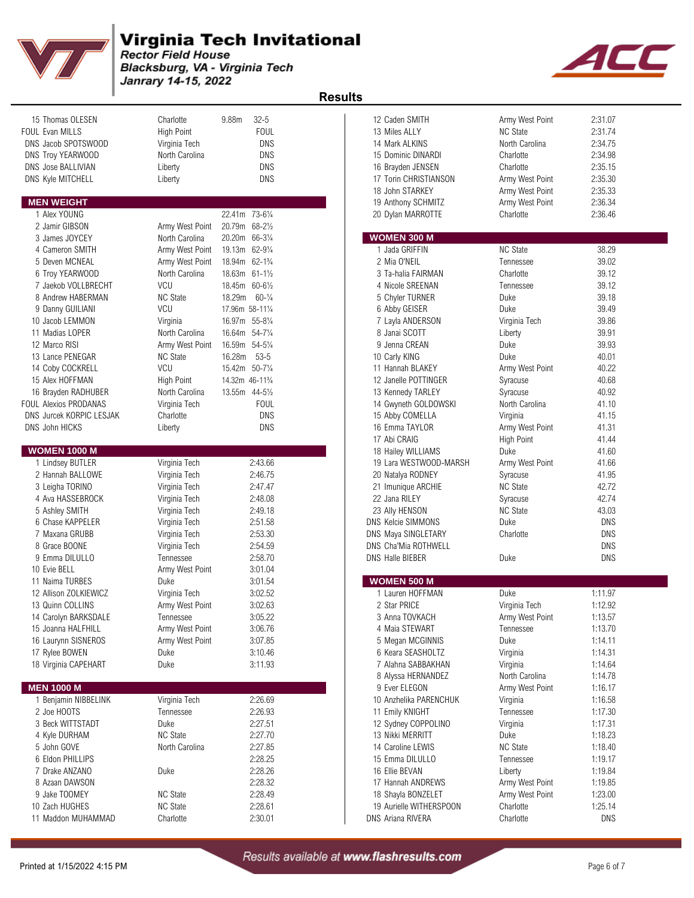# Virginia Tech Invitational

*Rector Field House*
*Blacksburg, VA - Virginia Tech*
*Janrary 14-15, 2022*

## Results

| Place | Name | Team | Mark | |
|---|---|---|---|---|
| 15 | Thomas OLESEN | Charlotte | 9.88m | 32-5 |
| FOUL | Evan MILLS | High Point | | FOUL |
| DNS | Jacob SPOTSWOOD | Virginia Tech | | DNS |
| DNS | Troy YEARWOOD | North Carolina | | DNS |
| DNS | Jose BALLIVIAN | Liberty | | DNS |
| DNS | Kyle MITCHELL | Liberty | | DNS |

### MEN WEIGHT

| Place | Name | Team | Mark | |
|---|---|---|---|---|
| 1 | Alex YOUNG | | 22.41m | 73-6¼ |
| 2 | Jamir GIBSON | Army West Point | 20.79m | 68-2½ |
| 3 | James JOYCEY | North Carolina | 20.20m | 66-3¼ |
| 4 | Cameron SMITH | Army West Point | 19.13m | 62-9¼ |
| 5 | Deven MCNEAL | Army West Point | 18.94m | 62-1¾ |
| 6 | Troy YEARWOOD | North Carolina | 18.63m | 61-1½ |
| 7 | Jaekob VOLLBRECHT | VCU | 18.45m | 60-6½ |
| 8 | Andrew HABERMAN | NC State | 18.29m | 60-¼ |
| 9 | Danny GUILIANI | VCU | 17.96m | 58-11¼ |
| 10 | Jacob LEMMON | Virginia | 16.97m | 55-8¼ |
| 11 | Madias LOPER | North Carolina | 16.64m | 54-7¼ |
| 12 | Marco RISI | Army West Point | 16.59m | 54-5¼ |
| 13 | Lance PENEGAR | NC State | 16.28m | 53-5 |
| 14 | Coby COCKRELL | VCU | 15.42m | 50-7¼ |
| 15 | Alex HOFFMAN | High Point | 14.32m | 46-11¾ |
| 16 | Brayden RADHUBER | North Carolina | 13.55m | 44-5½ |
| FOUL | Alexios PRODANAS | Virginia Tech | | FOUL |
| DNS | Jurcek KORPIC LESJAK | Charlotte | | DNS |
| DNS | John HICKS | Liberty | | DNS |

### WOMEN 1000 M

| Place | Name | Team | Time |
|---|---|---|---|
| 1 | Lindsey BUTLER | Virginia Tech | 2:43.66 |
| 2 | Hannah BALLOWE | Virginia Tech | 2:46.75 |
| 3 | Leigha TORINO | Virginia Tech | 2:47.47 |
| 4 | Ava HASSEBROCK | Virginia Tech | 2:48.08 |
| 5 | Ashley SMITH | Virginia Tech | 2:49.18 |
| 6 | Chase KAPPELER | Virginia Tech | 2:51.58 |
| 7 | Maxana GRUBB | Virginia Tech | 2:53.30 |
| 8 | Grace BOONE | Virginia Tech | 2:54.59 |
| 9 | Emma DILULLO | Tennessee | 2:58.70 |
| 10 | Evie BELL | Army West Point | 3:01.04 |
| 11 | Naima TURBES | Duke | 3:01.54 |
| 12 | Allison ZOLKIEWICZ | Virginia Tech | 3:02.52 |
| 13 | Quinn COLLINS | Army West Point | 3:02.63 |
| 14 | Carolyn BARKSDALE | Tennessee | 3:05.22 |
| 15 | Joanna HALFHILL | Army West Point | 3:06.76 |
| 16 | Laurynn SISNEROS | Army West Point | 3:07.85 |
| 17 | Rylee BOWEN | Duke | 3:10.46 |
| 18 | Virginia CAPEHART | Duke | 3:11.93 |

### MEN 1000 M

| Place | Name | Team | Time |
|---|---|---|---|
| 1 | Benjamin NIBBELINK | Virginia Tech | 2:26.69 |
| 2 | Joe HOOTS | Tennessee | 2:26.93 |
| 3 | Beck WITTSTADT | Duke | 2:27.51 |
| 4 | Kyle DURHAM | NC State | 2:27.70 |
| 5 | John GOVE | North Carolina | 2:27.85 |
| 6 | Eldon PHILLIPS | | 2:28.25 |
| 7 | Drake ANZANO | Duke | 2:28.26 |
| 8 | Azaan DAWSON | | 2:28.32 |
| 9 | Jake TOOMEY | NC State | 2:28.49 |
| 10 | Zach HUGHES | NC State | 2:28.61 |
| 11 | Maddon MUHAMMAD | Charlotte | 2:30.01 |
| 12 | Caden SMITH | Army West Point | 2:31.07 |
| 13 | Miles ALLY | NC State | 2:31.74 |
| 14 | Mark ALKINS | North Carolina | 2:34.75 |
| 15 | Dominic DINARDI | Charlotte | 2:34.98 |
| 16 | Brayden JENSEN | Charlotte | 2:35.15 |
| 17 | Torin CHRISTIANSON | Army West Point | 2:35.30 |
| 18 | John STARKEY | Army West Point | 2:35.33 |
| 19 | Anthony SCHMITZ | Army West Point | 2:36.34 |
| 20 | Dylan MARROTTE | Charlotte | 2:36.46 |

### WOMEN 300 M

| Place | Name | Team | Time |
|---|---|---|---|
| 1 | Jada GRIFFIN | NC State | 38.29 |
| 2 | Mia O'NEIL | Tennessee | 39.02 |
| 3 | Ta-halia FAIRMAN | Charlotte | 39.12 |
| 4 | Nicole SREENAN | Tennessee | 39.12 |
| 5 | Chyler TURNER | Duke | 39.18 |
| 6 | Abby GEISER | Duke | 39.49 |
| 7 | Layla ANDERSON | Virginia Tech | 39.86 |
| 8 | Janai SCOTT | Liberty | 39.91 |
| 9 | Jenna CREAN | Duke | 39.93 |
| 10 | Carly KING | Duke | 40.01 |
| 11 | Hannah BLAKEY | Army West Point | 40.22 |
| 12 | Janelle POTTINGER | Syracuse | 40.68 |
| 13 | Kennedy TARLEY | Syracuse | 40.92 |
| 14 | Gwyneth GOLDOWSKI | North Carolina | 41.10 |
| 15 | Abby COMELLA | Virginia | 41.15 |
| 16 | Emma TAYLOR | Army West Point | 41.31 |
| 17 | Abi CRAIG | High Point | 41.44 |
| 18 | Hailey WILLIAMS | Duke | 41.60 |
| 19 | Lara WESTWOOD-MARSH | Army West Point | 41.66 |
| 20 | Natalya RODNEY | Syracuse | 41.95 |
| 21 | Imunique ARCHIE | NC State | 42.72 |
| 22 | Jana RILEY | Syracuse | 42.74 |
| 23 | Ally HENSON | NC State | 43.03 |
| DNS | Kelcie SIMMONS | Duke | DNS |
| DNS | Maya SINGLETARY | Charlotte | DNS |
| DNS | Cha'Mia ROTHWELL | | DNS |
| DNS | Halle BIEBER | Duke | DNS |

### WOMEN 500 M

| Place | Name | Team | Time |
|---|---|---|---|
| 1 | Lauren HOFFMAN | Duke | 1:11.97 |
| 2 | Star PRICE | Virginia Tech | 1:12.92 |
| 3 | Anna TOVKACH | Army West Point | 1:13.57 |
| 4 | Maia STEWART | Tennessee | 1:13.70 |
| 5 | Megan MCGINNIS | Duke | 1:14.11 |
| 6 | Keara SEASHOLTZ | Virginia | 1:14.31 |
| 7 | Alahna SABBAKHAN | Virginia | 1:14.64 |
| 8 | Alyssa HERNANDEZ | North Carolina | 1:14.78 |
| 9 | Ever ELEGON | Army West Point | 1:16.17 |
| 10 | Anzhelika PARENCHUK | Virginia | 1:16.58 |
| 11 | Emily KNIGHT | Tennessee | 1:17.30 |
| 12 | Sydney COPPOLINO | Virginia | 1:17.31 |
| 13 | Nikki MERRITT | Duke | 1:18.23 |
| 14 | Caroline LEWIS | NC State | 1:18.40 |
| 15 | Emma DILULLO | Tennessee | 1:19.17 |
| 16 | Ellie BEVAN | Liberty | 1:19.84 |
| 17 | Hannah ANDREWS | Army West Point | 1:19.85 |
| 18 | Shayla BONZELET | Army West Point | 1:23.00 |
| 19 | Aurielle WITHERSPOON | Charlotte | 1:25.14 |
| DNS | Ariana RIVERA | Charlotte | DNS |

Results available at www.flashresults.com

Printed at 1/15/2022 4:15 PM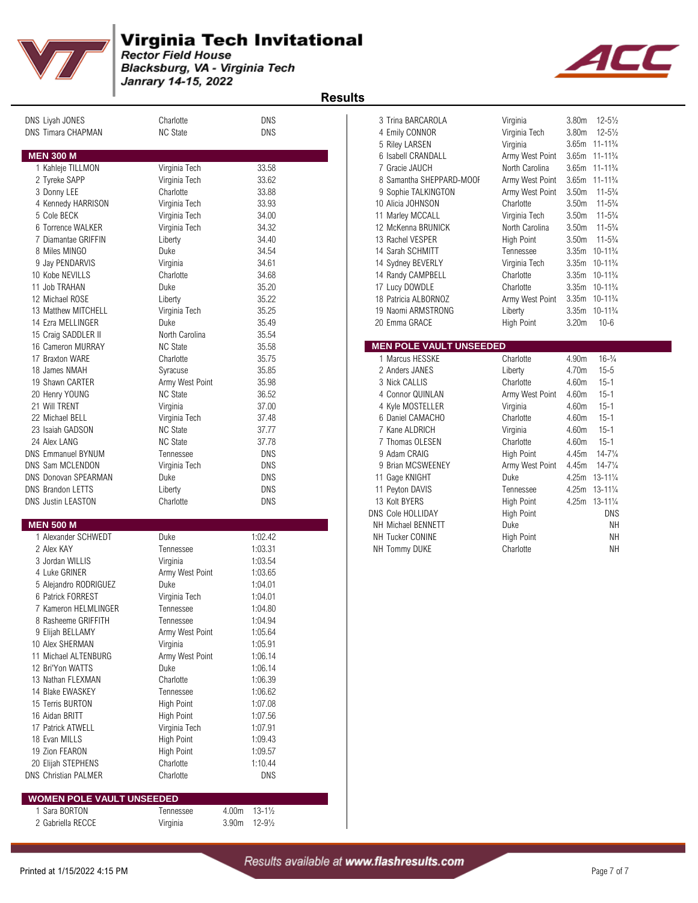# Virginia Tech Invitational

*Rector Field House*
*Blacksburg, VA - Virginia Tech*
*Janrary 14-15, 2022*

## Results

| | | |
|---|---|---|
| DNS Liyah JONES | Charlotte | DNS |
| DNS Timara CHAPMAN | NC State | DNS |

### MEN 300 M

| | | |
|---|---|---|
| 1 Kahleje TILLMON | Virginia Tech | 33.58 |
| 2 Tyreke SAPP | Virginia Tech | 33.62 |
| 3 Donny LEE | Charlotte | 33.88 |
| 4 Kennedy HARRISON | Virginia Tech | 33.93 |
| 5 Cole BECK | Virginia Tech | 34.00 |
| 6 Torrence WALKER | Virginia Tech | 34.32 |
| 7 Diamantae GRIFFIN | Liberty | 34.40 |
| 8 Miles MINGO | Duke | 34.54 |
| 9 Jay PENDARVIS | Virginia | 34.61 |
| 10 Kobe NEVILLS | Charlotte | 34.68 |
| 11 Job TRAHAN | Duke | 35.20 |
| 12 Michael ROSE | Liberty | 35.22 |
| 13 Matthew MITCHELL | Virginia Tech | 35.25 |
| 14 Ezra MELLINGER | Duke | 35.49 |
| 15 Craig SADDLER II | North Carolina | 35.54 |
| 16 Cameron MURRAY | NC State | 35.58 |
| 17 Braxton WARE | Charlotte | 35.75 |
| 18 James NMAH | Syracuse | 35.85 |
| 19 Shawn CARTER | Army West Point | 35.98 |
| 20 Henry YOUNG | NC State | 36.52 |
| 21 Will TRENT | Virginia | 37.00 |
| 22 Michael BELL | Virginia Tech | 37.48 |
| 23 Isaiah GADSON | NC State | 37.77 |
| 24 Alex LANG | NC State | 37.78 |
| DNS Emmanuel BYNUM | Tennessee | DNS |
| DNS Sam MCLENDON | Virginia Tech | DNS |
| DNS Donovan SPEARMAN | Duke | DNS |
| DNS Brandon LETTS | Liberty | DNS |
| DNS Justin LEASTON | Charlotte | DNS |

### MEN 500 M

| | | |
|---|---|---|
| 1 Alexander SCHWEDT | Duke | 1:02.42 |
| 2 Alex KAY | Tennessee | 1:03.31 |
| 3 Jordan WILLIS | Virginia | 1:03.54 |
| 4 Luke GRINER | Army West Point | 1:03.65 |
| 5 Alejandro RODRIGUEZ | Duke | 1:04.01 |
| 6 Patrick FORREST | Virginia Tech | 1:04.01 |
| 7 Kameron HELMLINGER | Tennessee | 1:04.80 |
| 8 Rasheeme GRIFFITH | Tennessee | 1:04.94 |
| 9 Elijah BELLAMY | Army West Point | 1:05.64 |
| 10 Alex SHERMAN | Virginia | 1:05.91 |
| 11 Michael ALTENBURG | Army West Point | 1:06.14 |
| 12 Bri'Yon WATTS | Duke | 1:06.14 |
| 13 Nathan FLEXMAN | Charlotte | 1:06.39 |
| 14 Blake EWASKEY | Tennessee | 1:06.62 |
| 15 Terris BURTON | High Point | 1:07.08 |
| 16 Aidan BRITT | High Point | 1:07.56 |
| 17 Patrick ATWELL | Virginia Tech | 1:07.91 |
| 18 Evan MILLS | High Point | 1:09.43 |
| 19 Zion FEARON | High Point | 1:09.57 |
| 20 Elijah STEPHENS | Charlotte | 1:10.44 |
| DNS Christian PALMER | Charlotte | DNS |

### WOMEN POLE VAULT UNSEEDED

| | | | |
|---|---|---|---|
| 1 Sara BORTON | Tennessee | 4.00m | 13-1½ |
| 2 Gabriella RECCE | Virginia | 3.90m | 12-9½ |
| 3 Trina BARCAROLA | Virginia | 3.80m | 12-5½ |
| 4 Emily CONNOR | Virginia Tech | 3.80m | 12-5½ |
| 5 Riley LARSEN | Virginia | 3.65m | 11-11¾ |
| 6 Isabell CRANDALL | Army West Point | 3.65m | 11-11¾ |
| 7 Gracie JAUCH | North Carolina | 3.65m | 11-11¾ |
| 8 Samantha SHEPPARD-MOOI | Army West Point | 3.65m | 11-11¾ |
| 9 Sophie TALKINGTON | Army West Point | 3.50m | 11-5¾ |
| 10 Alicia JOHNSON | Charlotte | 3.50m | 11-5¾ |
| 11 Marley MCCALL | Virginia Tech | 3.50m | 11-5¾ |
| 12 McKenna BRUNICK | North Carolina | 3.50m | 11-5¾ |
| 13 Rachel VESPER | High Point | 3.50m | 11-5¾ |
| 14 Sarah SCHMITT | Tennessee | 3.35m | 10-11¾ |
| 14 Sydney BEVERLY | Virginia Tech | 3.35m | 10-11¾ |
| 14 Randy CAMPBELL | Charlotte | 3.35m | 10-11¾ |
| 17 Lucy DOWDLE | Charlotte | 3.35m | 10-11¾ |
| 18 Patricia ALBORNOZ | Army West Point | 3.35m | 10-11¾ |
| 19 Naomi ARMSTRONG | Liberty | 3.35m | 10-11¾ |
| 20 Emma GRACE | High Point | 3.20m | 10-6 |

### MEN POLE VAULT UNSEEDED

| | | | |
|---|---|---|---|
| 1 Marcus HESSKE | Charlotte | 4.90m | 16-¾ |
| 2 Anders JANES | Liberty | 4.70m | 15-5 |
| 3 Nick CALLIS | Charlotte | 4.60m | 15-1 |
| 4 Connor QUINLAN | Army West Point | 4.60m | 15-1 |
| 4 Kyle MOSTELLER | Virginia | 4.60m | 15-1 |
| 6 Daniel CAMACHO | Charlotte | 4.60m | 15-1 |
| 7 Kane ALDRICH | Virginia | 4.60m | 15-1 |
| 7 Thomas OLESEN | Charlotte | 4.60m | 15-1 |
| 9 Adam CRAIG | High Point | 4.45m | 14-7¼ |
| 9 Brian MCSWEENEY | Army West Point | 4.45m | 14-7¼ |
| 11 Gage KNIGHT | Duke | 4.25m | 13-11¼ |
| 11 Peyton DAVIS | Tennessee | 4.25m | 13-11¼ |
| 13 Kolt BYERS | High Point | 4.25m | 13-11¼ |
| DNS Cole HOLLIDAY | High Point | | DNS |
| NH Michael BENNETT | Duke | | NH |
| NH Tucker CONINE | High Point | | NH |
| NH Tommy DUKE | Charlotte | | NH |

Results available at www.flashresults.com

Printed at 1/15/2022 4:15 PM